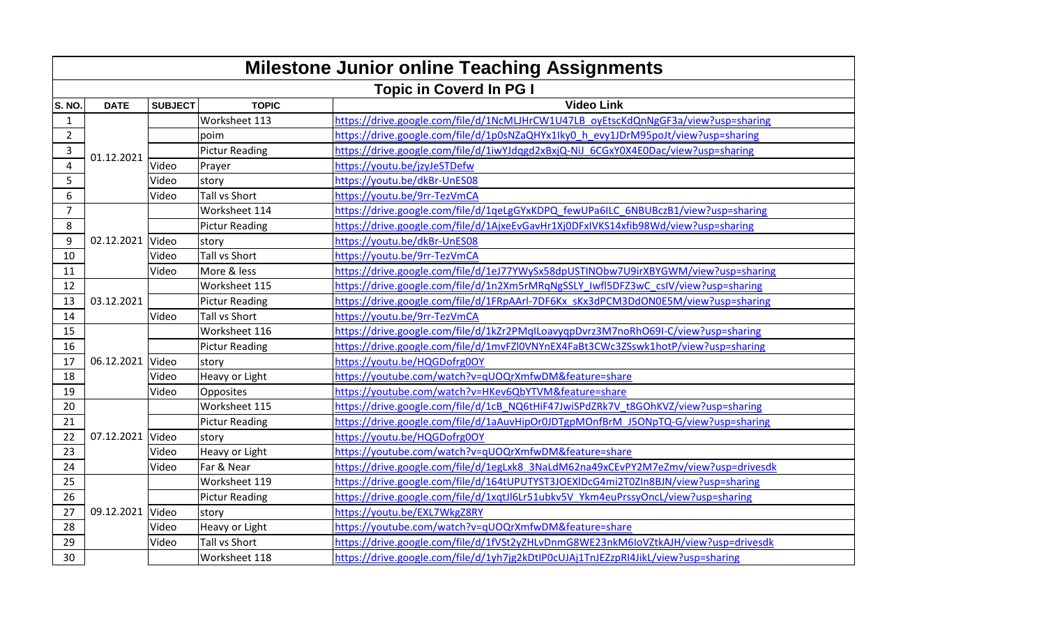# Milestone Junior online Teaching Assignments

## Topic in Coverd In PG I

| S. NO. | DATE | SUBJECT | TOPIC | Video Link |
|---|---|---|---|---|
| 1 | 01.12.2021 | | Worksheet 113 | https://drive.google.com/file/d/1NcMLJHrCW1U47LB_oyEtscKdQnNgGF3a/view?usp=sharing |
| 2 | | | poim | https://drive.google.com/file/d/1p0sNZaQHYx1Iky0_h_evy1JDrM95poJt/view?usp=sharing |
| 3 | | | Pictur Reading | https://drive.google.com/file/d/1iwYJdqgd2xBxjQ-NiJ_6CGxY0X4E0Dac/view?usp=sharing |
| 4 | | Video | Prayer | https://youtu.be/jzyJeSTDefw |
| 5 | | Video | story | https://youtu.be/dkBr-UnES08 |
| 6 | | Video | Tall vs Short | https://youtu.be/9rr-TezVmCA |
| 7 | 02.12.2021 | | Worksheet 114 | https://drive.google.com/file/d/1qeLgGYxKDPQ_fewUPa6ILC_6NBUBczB1/view?usp=sharing |
| 8 | | | Pictur Reading | https://drive.google.com/file/d/1AjxeEvGavHr1Xj0DFxlVKS14xfib98Wd/view?usp=sharing |
| 9 | | Video | story | https://youtu.be/dkBr-UnES08 |
| 10 | | Video | Tall vs Short | https://youtu.be/9rr-TezVmCA |
| 11 | | Video | More & less | https://drive.google.com/file/d/1eJ77YWySx58dpUSTINObw7U9irXBYGWM/view?usp=sharing |
| 12 | 03.12.2021 | | Worksheet 115 | https://drive.google.com/file/d/1n2Xm5rMRqNgSSLY_Iwfl5DFZ3wC_csIV/view?usp=sharing |
| 13 | | | Pictur Reading | https://drive.google.com/file/d/1FRpAArl-7DF6Kx_sKx3dPCM3DdON0E5M/view?usp=sharing |
| 14 | | Video | Tall vs Short | https://youtu.be/9rr-TezVmCA |
| 15 | 06.12.2021 | | Worksheet 116 | https://drive.google.com/file/d/1kZr2PMqILoavyqpDvrz3M7noRhO69I-C/view?usp=sharing |
| 16 | | | Pictur Reading | https://drive.google.com/file/d/1mvFZl0VNYnEX4FaBt3CWc3ZSswk1hotP/view?usp=sharing |
| 17 | | Video | story | https://youtu.be/HQGDofrg0OY |
| 18 | | Video | Heavy or Light | https://youtube.com/watch?v=qUOQrXmfwDM&feature=share |
| 19 | | Video | Opposites | https://youtube.com/watch?v=HKev6QbYTVM&feature=share |
| 20 | 07.12.2021 | | Worksheet 115 | https://drive.google.com/file/d/1cB_NQ6tHiF47JwiSPdZRk7V_t8GOhKVZ/view?usp=sharing |
| 21 | | | Pictur Reading | https://drive.google.com/file/d/1aAuvHipOr0JDTgpMOnfBrM_J5ONpTQ-G/view?usp=sharing |
| 22 | | Video | story | https://youtu.be/HQGDofrg0OY |
| 23 | | Video | Heavy or Light | https://youtube.com/watch?v=qUOQrXmfwDM&feature=share |
| 24 | | Video | Far & Near | https://drive.google.com/file/d/1egLxk8_3NaLdM62na49xCEvPY2M7eZmv/view?usp=drivesdk |
| 25 | 09.12.2021 | | Worksheet 119 | https://drive.google.com/file/d/164tUPUTYST3JOEXlDcG4mi2T0ZIn8BJN/view?usp=sharing |
| 26 | | | Pictur Reading | https://drive.google.com/file/d/1xqtJl6Lr51ubkv5V_Ykm4euPrssyOncL/view?usp=sharing |
| 27 | | Video | story | https://youtu.be/EXL7WkgZ8RY |
| 28 | | Video | Heavy or Light | https://youtube.com/watch?v=qUOQrXmfwDM&feature=share |
| 29 | | Video | Tall vs Short | https://drive.google.com/file/d/1fVSt2yZHLvDnmG8WE23nkM6IoVZtkAJH/view?usp=drivesdk |
| 30 | | | Worksheet 118 | https://drive.google.com/file/d/1yh7jg2kDtIP0cUJAj1TnJEZzpRI4JikL/view?usp=sharing |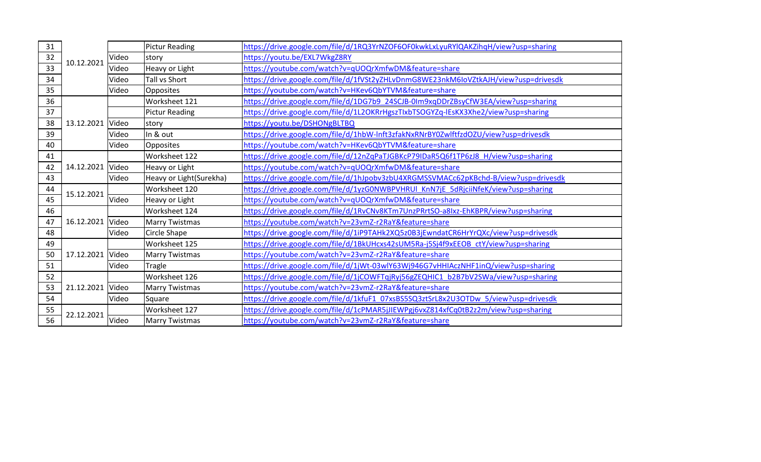| | | | | |
|---|---|---|---|---|
| 31 | 10.12.2021 | | Pictur Reading | https://drive.google.com/file/d/1RQ3YrNZOF6OF0kwkLxLyuRYlQAKZihqH/view?usp=sharing |
| 32 | | Video | story | https://youtu.be/EXL7WkgZ8RY |
| 33 | | Video | Heavy or Light | https://youtube.com/watch?v=qUOQrXmfwDM&feature=share |
| 34 | | Video | Tall vs Short | https://drive.google.com/file/d/1fVSt2yZHLvDnmG8WE23nkM6IoVZtkAJH/view?usp=drivesdk |
| 35 | | Video | Opposites | https://youtube.com/watch?v=HKev6QbYTVM&feature=share |
| 36 | 13.12.2021 | | Worksheet 121 | https://drive.google.com/file/d/1DG7b9_24SCJB-0Im9xqDDrZBsyCfW3EA/view?usp=sharing |
| 37 | | | Pictur Reading | https://drive.google.com/file/d/1L2OKRrHgszTIxbTSOGYZq-lEsKX3Xhe2/view?usp=sharing |
| 38 | | Video | story | https://youtu.be/DSHONgBLTBQ |
| 39 | | Video | In & out | https://drive.google.com/file/d/1hbW-lnft3zfakNxRNrBY0ZwlftfzdOZU/view?usp=drivesdk |
| 40 | | Video | Opposites | https://youtube.com/watch?v=HKev6QbYTVM&feature=share |
| 41 | 14.12.2021 | | Worksheet 122 | https://drive.google.com/file/d/12nZqPaTJGBKcP79IDaR5Q6f1TP6zJ8_H/view?usp=sharing |
| 42 | | Video | Heavy or Light | https://youtube.com/watch?v=qUOQrXmfwDM&feature=share |
| 43 | | Video | Heavy or Light(Surekha) | https://drive.google.com/file/d/1hJpobv3zbU4XRGMSSVMACc62pKBchd-B/view?usp=drivesdk |
| 44 | 15.12.2021 | | Worksheet 120 | https://drive.google.com/file/d/1yzG0NWBPVHRUl_KnN7jE_5dRjciiNfeK/view?usp=sharing |
| 45 | | Video | Heavy or Light | https://youtube.com/watch?v=qUOQrXmfwDM&feature=share |
| 46 | 16.12.2021 | | Worksheet 124 | https://drive.google.com/file/d/1RvCNv8KTm7UnzPRrtSO-a8Ixz-EhKBPR/view?usp=sharing |
| 47 | | Video | Marry Twistmas | https://youtube.com/watch?v=23vmZ-r2RaY&feature=share |
| 48 | | Video | Circle Shape | https://drive.google.com/file/d/1iP9TAHk2XQ5z0B3jEwndatCR6HrYrQXc/view?usp=drivesdk |
| 49 | 17.12.2021 | | Worksheet 125 | https://drive.google.com/file/d/1BkUHcxs42sUM5Ra-j5Sj4f9xEEOB_ctY/view?usp=sharing |
| 50 | | Video | Marry Twistmas | https://youtube.com/watch?v=23vmZ-r2RaY&feature=share |
| 51 | | Video | Tragle | https://drive.google.com/file/d/1jWt-03wlY63Wj946G7vHHIAczNHF1inQ/view?usp=sharing |
| 52 | 21.12.2021 | | Worksheet 126 | https://drive.google.com/file/d/1jCOWFTqjRyj56gZEQHIC1_b2B7bV2SWa/view?usp=sharing |
| 53 | | Video | Marry Twistmas | https://youtube.com/watch?v=23vmZ-r2RaY&feature=share |
| 54 | | Video | Square | https://drive.google.com/file/d/1kfuF1_07xsBS5SQ3ztSrL8x2U3OTDw_5/view?usp=drivesdk |
| 55 | 22.12.2021 | | Worksheet 127 | https://drive.google.com/file/d/1cPMAR5jJIEWPgj6vxZ814xfCq0tB2z2m/view?usp=sharing |
| 56 | | Video | Marry Twistmas | https://youtube.com/watch?v=23vmZ-r2RaY&feature=share |